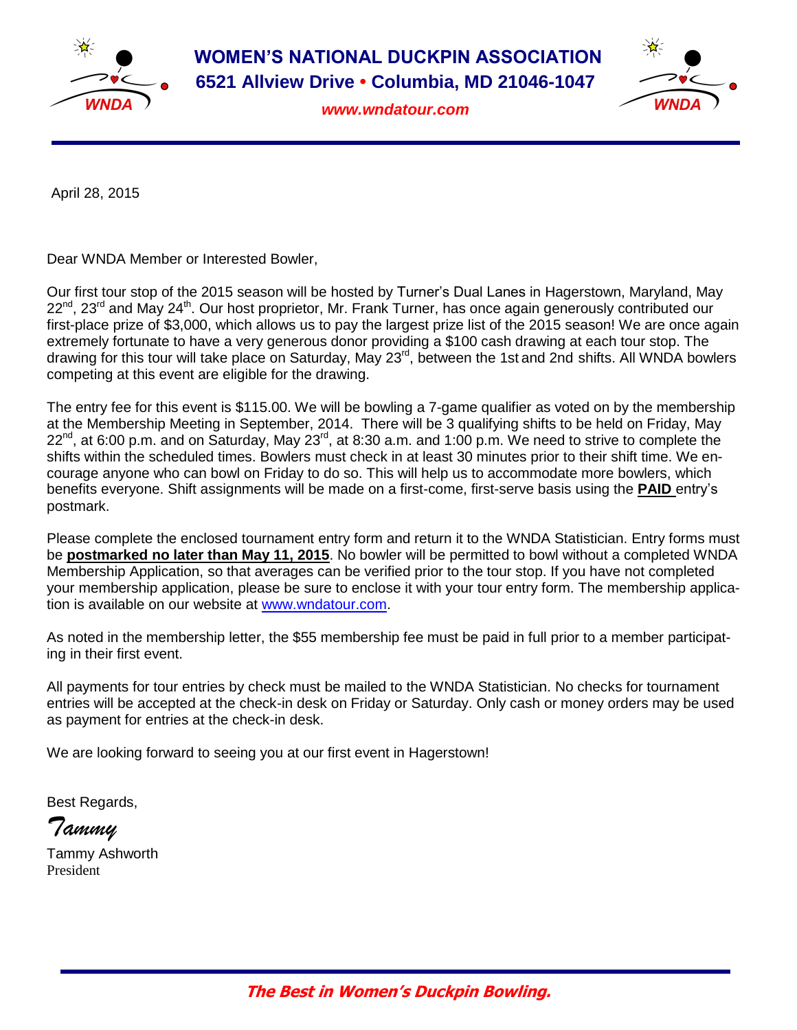# WOMEN'S NATIONAL DUCKPIN ASSOCIATION

**6521 Allview Drive • Columbia, MD 21046-1047**

*www.wndatour.com*

April 28, 2015

Dear WNDA Member or Interested Bowler,

Our first tour stop of the 2015 season will be hosted by Turner's Dual Lanes in Hagerstown, Maryland, May 22nd, 23rd and May 24th. Our host proprietor, Mr. Frank Turner, has once again generously contributed our first-place prize of $3,000, which allows us to pay the largest prize list of the 2015 season! We are once again extremely fortunate to have a very generous donor providing a $100 cash drawing at each tour stop. The drawing for this tour will take place on Saturday, May 23rd, between the 1st and 2nd shifts. All WNDA bowlers competing at this event are eligible for the drawing.

The entry fee for this event is $115.00. We will be bowling a 7-game qualifier as voted on by the membership at the Membership Meeting in September, 2014. There will be 3 qualifying shifts to be held on Friday, May 22nd, at 6:00 p.m. and on Saturday, May 23rd, at 8:30 a.m. and 1:00 p.m. We need to strive to complete the shifts within the scheduled times. Bowlers must check in at least 30 minutes prior to their shift time. We encourage anyone who can bowl on Friday to do so. This will help us to accommodate more bowlers, which benefits everyone. Shift assignments will be made on a first-come, first-serve basis using the **PAID** entry's postmark.

Please complete the enclosed tournament entry form and return it to the WNDA Statistician. Entry forms must be **postmarked no later than May 11, 2015**. No bowler will be permitted to bowl without a completed WNDA Membership Application, so that averages can be verified prior to the tour stop. If you have not completed your membership application, please be sure to enclose it with your tour entry form. The membership application is available on our website at www.wndatour.com.

As noted in the membership letter, the $55 membership fee must be paid in full prior to a member participating in their first event.

All payments for tour entries by check must be mailed to the WNDA Statistician. No checks for tournament entries will be accepted at the check-in desk on Friday or Saturday. Only cash or money orders may be used as payment for entries at the check-in desk.

We are looking forward to seeing you at our first event in Hagerstown!

Best Regards,

*Tammy*

Tammy Ashworth
President

***The Best in Women's Duckpin Bowling.***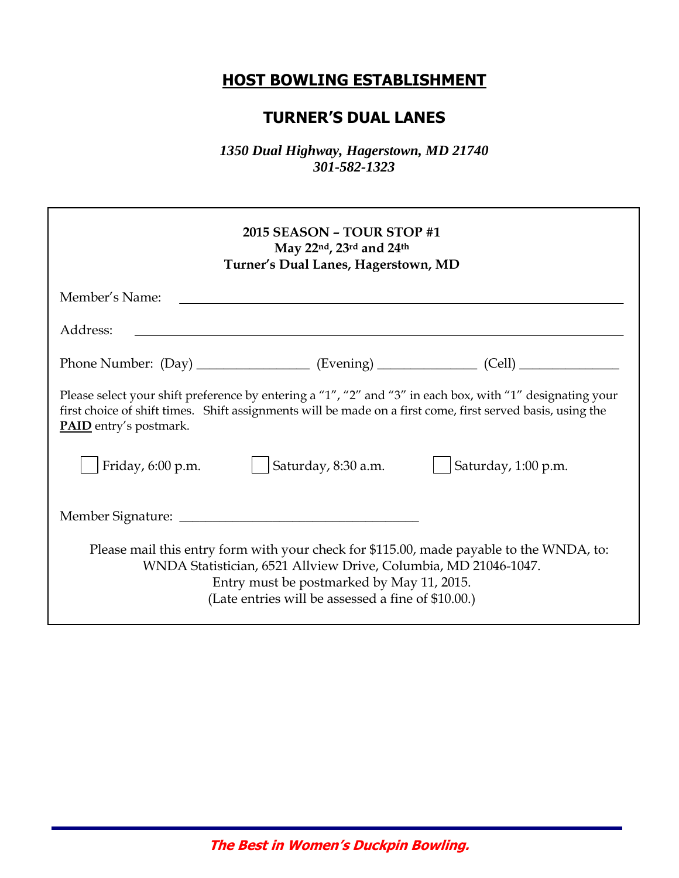## HOST BOWLING ESTABLISHMENT

## TURNER'S DUAL LANES

***1350 Dual Highway, Hagerstown, MD 21740***
***301-582-1323***

**2015 SEASON – TOUR STOP #1**
**May 22nd, 23rd and 24th**
**Turner's Dual Lanes, Hagerstown, MD**

Member's Name: ______________________________________________

Address: ______________________________________________

Phone Number: (Day) ________________ (Evening) ______________ (Cell) ______________

Please select your shift preference by entering a "1", "2" and "3" in each box, with "1" designating your first choice of shift times. Shift assignments will be made on a first come, first served basis, using the **PAID** entry's postmark.

☐ Friday, 6:00 p.m. ☐ Saturday, 8:30 a.m. ☐ Saturday, 1:00 p.m.

Member Signature: ___________________________________

Please mail this entry form with your check for $115.00, made payable to the WNDA, to:
WNDA Statistician, 6521 Allview Drive, Columbia, MD 21046-1047.
Entry must be postmarked by May 11, 2015.
(Late entries will be assessed a fine of $10.00.)

***The Best in Women's Duckpin Bowling.***